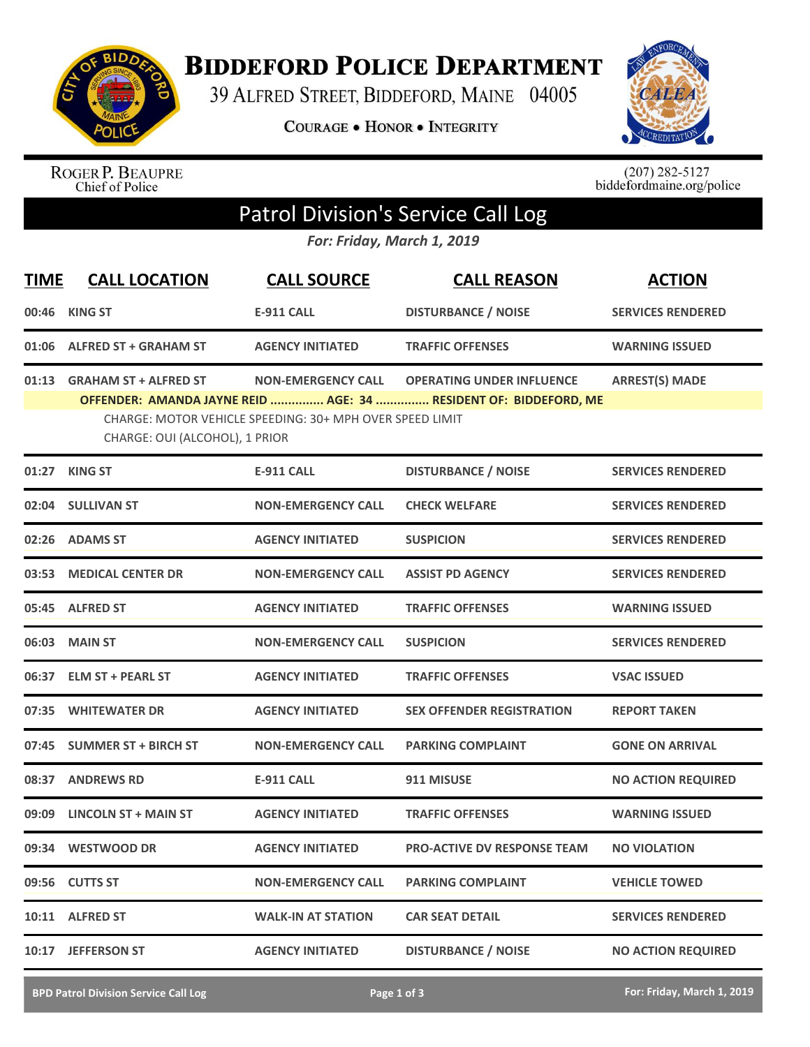# Biddeford Police Department

39 Alfred Street, Biddeford, Maine 04005

Courage • Honor • Integrity

Roger P. Beaupre
Chief of Police

(207) 282-5127
biddefordmaine.org/police

## Patrol Division's Service Call Log

*For: Friday, March 1, 2019*

| TIME | CALL LOCATION | CALL SOURCE | CALL REASON | ACTION |
|---|---|---|---|---|
| 00:46 | KING ST | E-911 CALL | DISTURBANCE / NOISE | SERVICES RENDERED |
| 01:06 | ALFRED ST + GRAHAM ST | AGENCY INITIATED | TRAFFIC OFFENSES | WARNING ISSUED |
| 01:13 | GRAHAM ST + ALFRED ST | NON-EMERGENCY CALL | OPERATING UNDER INFLUENCE | ARREST(S) MADE |
| | **OFFENDER: AMANDA JAYNE REID ............... AGE: 34 ............... RESIDENT OF: BIDDEFORD, ME** | | | |
| | CHARGE: MOTOR VEHICLE SPEEDING: 30+ MPH OVER SPEED LIMIT | | | |
| | CHARGE: OUI (ALCOHOL), 1 PRIOR | | | |
| 01:27 | KING ST | E-911 CALL | DISTURBANCE / NOISE | SERVICES RENDERED |
| 02:04 | SULLIVAN ST | NON-EMERGENCY CALL | CHECK WELFARE | SERVICES RENDERED |
| 02:26 | ADAMS ST | AGENCY INITIATED | SUSPICION | SERVICES RENDERED |
| 03:53 | MEDICAL CENTER DR | NON-EMERGENCY CALL | ASSIST PD AGENCY | SERVICES RENDERED |
| 05:45 | ALFRED ST | AGENCY INITIATED | TRAFFIC OFFENSES | WARNING ISSUED |
| 06:03 | MAIN ST | NON-EMERGENCY CALL | SUSPICION | SERVICES RENDERED |
| 06:37 | ELM ST + PEARL ST | AGENCY INITIATED | TRAFFIC OFFENSES | VSAC ISSUED |
| 07:35 | WHITEWATER DR | AGENCY INITIATED | SEX OFFENDER REGISTRATION | REPORT TAKEN |
| 07:45 | SUMMER ST + BIRCH ST | NON-EMERGENCY CALL | PARKING COMPLAINT | GONE ON ARRIVAL |
| 08:37 | ANDREWS RD | E-911 CALL | 911 MISUSE | NO ACTION REQUIRED |
| 09:09 | LINCOLN ST + MAIN ST | AGENCY INITIATED | TRAFFIC OFFENSES | WARNING ISSUED |
| 09:34 | WESTWOOD DR | AGENCY INITIATED | PRO-ACTIVE DV RESPONSE TEAM | NO VIOLATION |
| 09:56 | CUTTS ST | NON-EMERGENCY CALL | PARKING COMPLAINT | VEHICLE TOWED |
| 10:11 | ALFRED ST | WALK-IN AT STATION | CAR SEAT DETAIL | SERVICES RENDERED |
| 10:17 | JEFFERSON ST | AGENCY INITIATED | DISTURBANCE / NOISE | NO ACTION REQUIRED |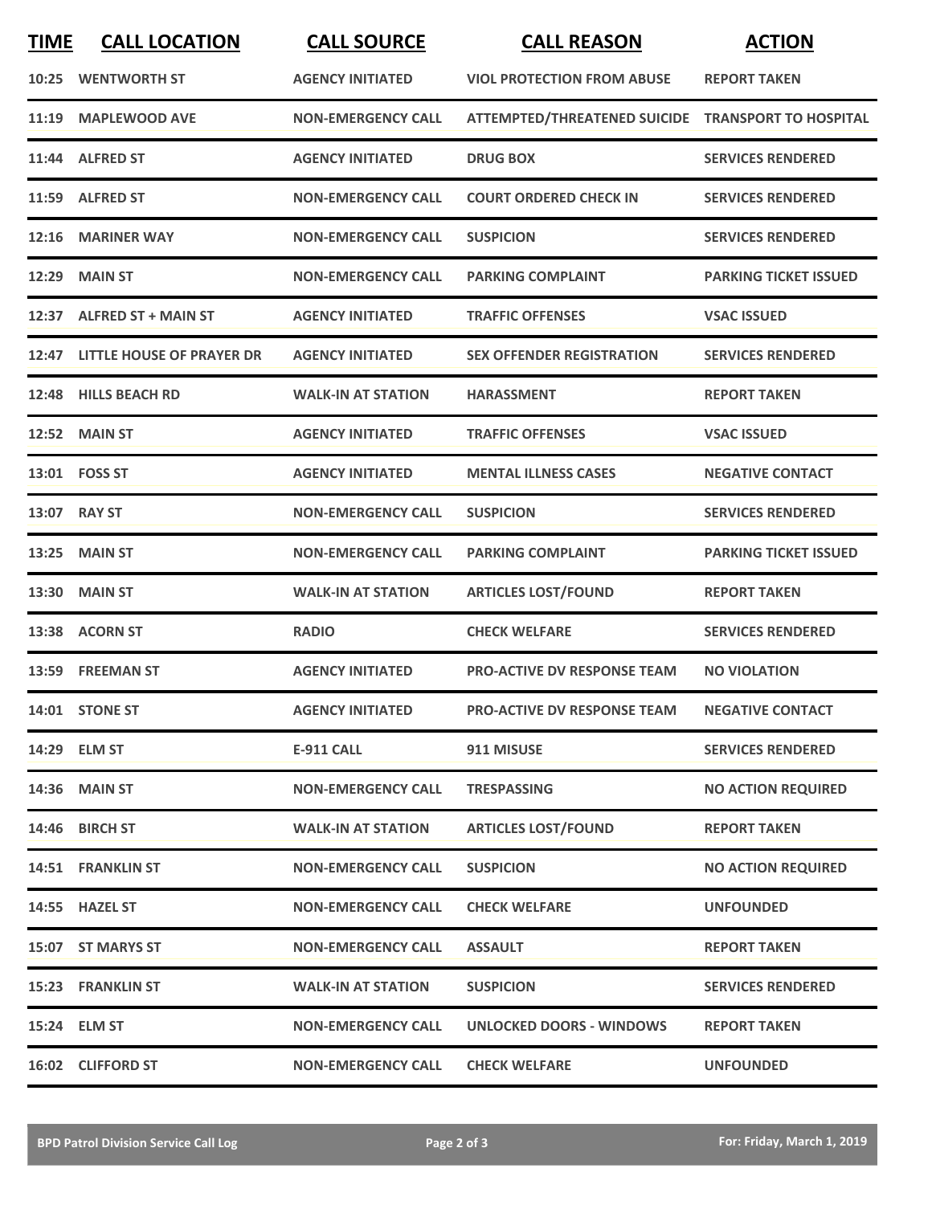| TIME | CALL LOCATION | CALL SOURCE | CALL REASON | ACTION |
|---|---|---|---|---|
| 10:25 | WENTWORTH ST | AGENCY INITIATED | VIOL PROTECTION FROM ABUSE | REPORT TAKEN |
| 11:19 | MAPLEWOOD AVE | NON-EMERGENCY CALL | ATTEMPTED/THREATENED SUICIDE | TRANSPORT TO HOSPITAL |
| 11:44 | ALFRED ST | AGENCY INITIATED | DRUG BOX | SERVICES RENDERED |
| 11:59 | ALFRED ST | NON-EMERGENCY CALL | COURT ORDERED CHECK IN | SERVICES RENDERED |
| 12:16 | MARINER WAY | NON-EMERGENCY CALL | SUSPICION | SERVICES RENDERED |
| 12:29 | MAIN ST | NON-EMERGENCY CALL | PARKING COMPLAINT | PARKING TICKET ISSUED |
| 12:37 | ALFRED ST + MAIN ST | AGENCY INITIATED | TRAFFIC OFFENSES | VSAC ISSUED |
| 12:47 | LITTLE HOUSE OF PRAYER DR | AGENCY INITIATED | SEX OFFENDER REGISTRATION | SERVICES RENDERED |
| 12:48 | HILLS BEACH RD | WALK-IN AT STATION | HARASSMENT | REPORT TAKEN |
| 12:52 | MAIN ST | AGENCY INITIATED | TRAFFIC OFFENSES | VSAC ISSUED |
| 13:01 | FOSS ST | AGENCY INITIATED | MENTAL ILLNESS CASES | NEGATIVE CONTACT |
| 13:07 | RAY ST | NON-EMERGENCY CALL | SUSPICION | SERVICES RENDERED |
| 13:25 | MAIN ST | NON-EMERGENCY CALL | PARKING COMPLAINT | PARKING TICKET ISSUED |
| 13:30 | MAIN ST | WALK-IN AT STATION | ARTICLES LOST/FOUND | REPORT TAKEN |
| 13:38 | ACORN ST | RADIO | CHECK WELFARE | SERVICES RENDERED |
| 13:59 | FREEMAN ST | AGENCY INITIATED | PRO-ACTIVE DV RESPONSE TEAM | NO VIOLATION |
| 14:01 | STONE ST | AGENCY INITIATED | PRO-ACTIVE DV RESPONSE TEAM | NEGATIVE CONTACT |
| 14:29 | ELM ST | E-911 CALL | 911 MISUSE | SERVICES RENDERED |
| 14:36 | MAIN ST | NON-EMERGENCY CALL | TRESPASSING | NO ACTION REQUIRED |
| 14:46 | BIRCH ST | WALK-IN AT STATION | ARTICLES LOST/FOUND | REPORT TAKEN |
| 14:51 | FRANKLIN ST | NON-EMERGENCY CALL | SUSPICION | NO ACTION REQUIRED |
| 14:55 | HAZEL ST | NON-EMERGENCY CALL | CHECK WELFARE | UNFOUNDED |
| 15:07 | ST MARYS ST | NON-EMERGENCY CALL | ASSAULT | REPORT TAKEN |
| 15:23 | FRANKLIN ST | WALK-IN AT STATION | SUSPICION | SERVICES RENDERED |
| 15:24 | ELM ST | NON-EMERGENCY CALL | UNLOCKED DOORS - WINDOWS | REPORT TAKEN |
| 16:02 | CLIFFORD ST | NON-EMERGENCY CALL | CHECK WELFARE | UNFOUNDED |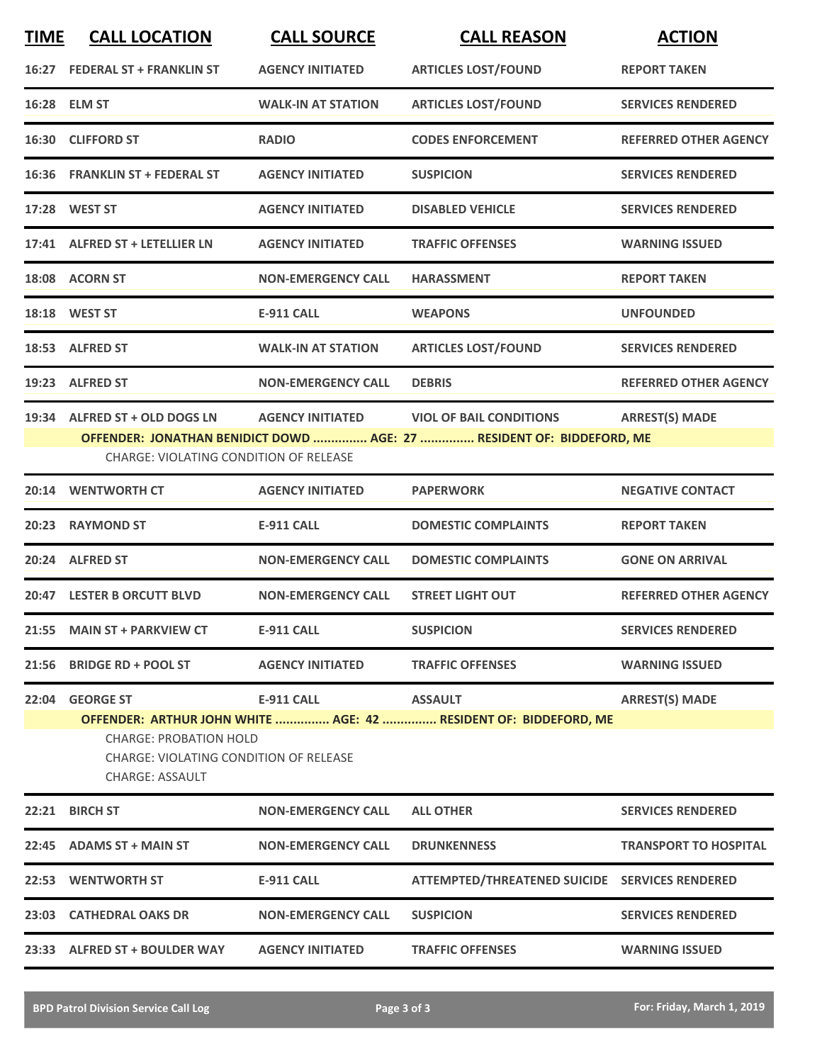| TIME | CALL LOCATION | CALL SOURCE | CALL REASON | ACTION |
|---|---|---|---|---|
| 16:27 | FEDERAL ST + FRANKLIN ST | AGENCY INITIATED | ARTICLES LOST/FOUND | REPORT TAKEN |
| 16:28 | ELM ST | WALK-IN AT STATION | ARTICLES LOST/FOUND | SERVICES RENDERED |
| 16:30 | CLIFFORD ST | RADIO | CODES ENFORCEMENT | REFERRED OTHER AGENCY |
| 16:36 | FRANKLIN ST + FEDERAL ST | AGENCY INITIATED | SUSPICION | SERVICES RENDERED |
| 17:28 | WEST ST | AGENCY INITIATED | DISABLED VEHICLE | SERVICES RENDERED |
| 17:41 | ALFRED ST + LETELLIER LN | AGENCY INITIATED | TRAFFIC OFFENSES | WARNING ISSUED |
| 18:08 | ACORN ST | NON-EMERGENCY CALL | HARASSMENT | REPORT TAKEN |
| 18:18 | WEST ST | E-911 CALL | WEAPONS | UNFOUNDED |
| 18:53 | ALFRED ST | WALK-IN AT STATION | ARTICLES LOST/FOUND | SERVICES RENDERED |
| 19:23 | ALFRED ST | NON-EMERGENCY CALL | DEBRIS | REFERRED OTHER AGENCY |
| 19:34 | ALFRED ST + OLD DOGS LN | AGENCY INITIATED | VIOL OF BAIL CONDITIONS | ARREST(S) MADE |
| | OFFENDER: JONATHAN BENIDICT DOWD ............... AGE: 27 ............... RESIDENT OF: BIDDEFORD, ME | | | |
| | CHARGE: VIOLATING CONDITION OF RELEASE | | | |
| 20:14 | WENTWORTH CT | AGENCY INITIATED | PAPERWORK | NEGATIVE CONTACT |
| 20:23 | RAYMOND ST | E-911 CALL | DOMESTIC COMPLAINTS | REPORT TAKEN |
| 20:24 | ALFRED ST | NON-EMERGENCY CALL | DOMESTIC COMPLAINTS | GONE ON ARRIVAL |
| 20:47 | LESTER B ORCUTT BLVD | NON-EMERGENCY CALL | STREET LIGHT OUT | REFERRED OTHER AGENCY |
| 21:55 | MAIN ST + PARKVIEW CT | E-911 CALL | SUSPICION | SERVICES RENDERED |
| 21:56 | BRIDGE RD + POOL ST | AGENCY INITIATED | TRAFFIC OFFENSES | WARNING ISSUED |
| 22:04 | GEORGE ST | E-911 CALL | ASSAULT | ARREST(S) MADE |
| | OFFENDER: ARTHUR JOHN WHITE ............... AGE: 42 ............... RESIDENT OF: BIDDEFORD, ME | | | |
| | CHARGE: PROBATION HOLD<br>CHARGE: VIOLATING CONDITION OF RELEASE<br>CHARGE: ASSAULT | | | |
| 22:21 | BIRCH ST | NON-EMERGENCY CALL | ALL OTHER | SERVICES RENDERED |
| 22:45 | ADAMS ST + MAIN ST | NON-EMERGENCY CALL | DRUNKENNESS | TRANSPORT TO HOSPITAL |
| 22:53 | WENTWORTH ST | E-911 CALL | ATTEMPTED/THREATENED SUICIDE | SERVICES RENDERED |
| 23:03 | CATHEDRAL OAKS DR | NON-EMERGENCY CALL | SUSPICION | SERVICES RENDERED |
| 23:33 | ALFRED ST + BOULDER WAY | AGENCY INITIATED | TRAFFIC OFFENSES | WARNING ISSUED |